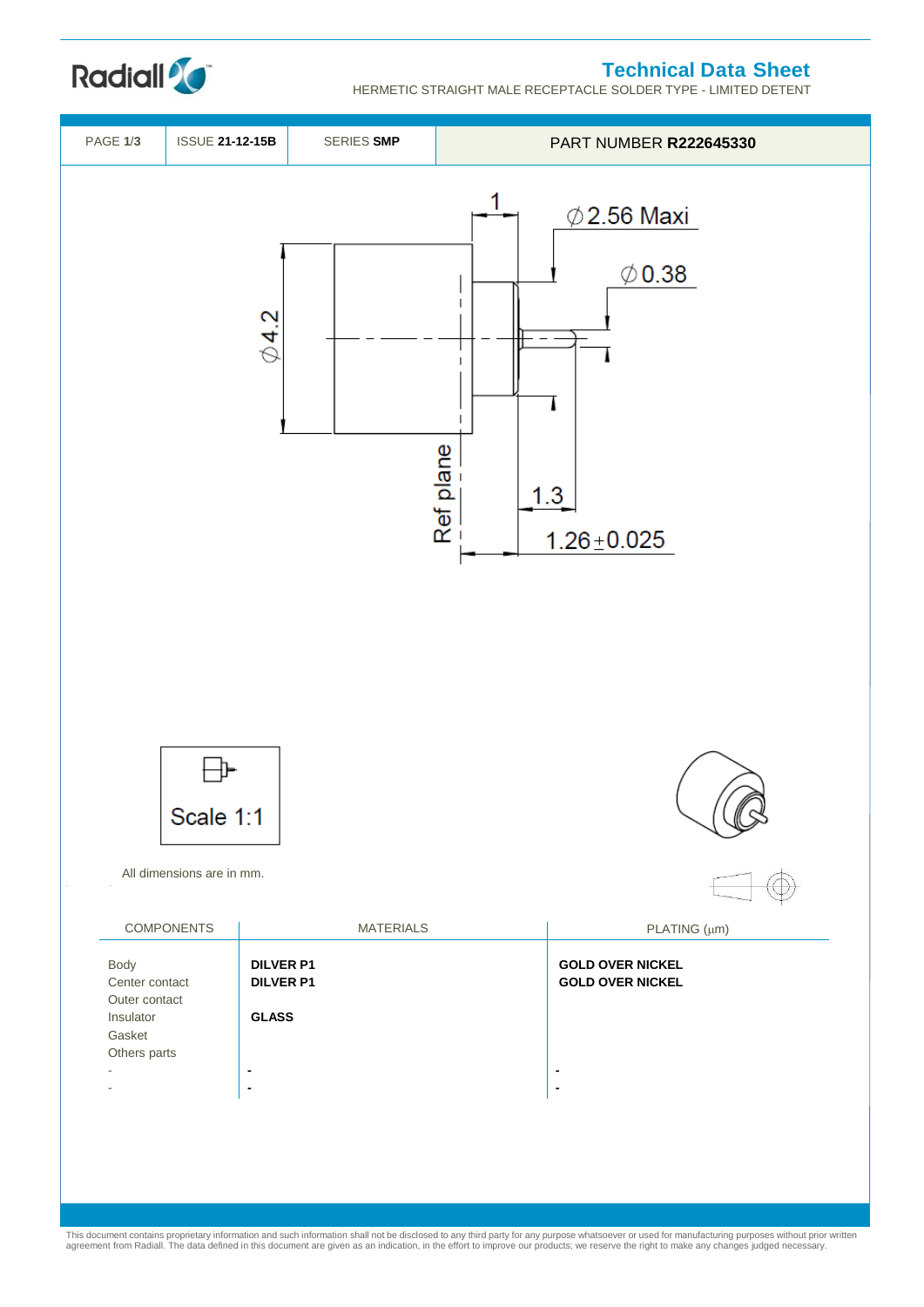# Technical Data Sheet

HERMETIC STRAIGHT MALE RECEPTACLE SOLDER TYPE - LIMITED DETENT

| PAGE **1/3** | ISSUE **21-12-15B** | SERIES **SMP** | PART NUMBER **R222645330** |
|---|---|---|---|

Ø4.2

1

Ø2.56 Maxi

Ø0.38

Ref plane

1.3

1.26±0.025

Scale 1:1

All dimensions are in mm.

| COMPONENTS | MATERIALS | PLATING (µm) |
|---|---|---|
| Body | **DILVER P1** | **GOLD OVER NICKEL** |
| Center contact | **DILVER P1** | **GOLD OVER NICKEL** |
| Outer contact | | |
| Insulator | **GLASS** | |
| Gasket | | |
| Others parts | | |
| - | **-** | **-** |
| - | **-** | **-** |

This document contains proprietary information and such information shall not be disclosed to any third party for any purpose whatsoever or used for manufacturing purposes without prior written agreement from Radiall. The data defined in this document are given as an indication, in the effort to improve our products; we reserve the right to make any changes judged necessary.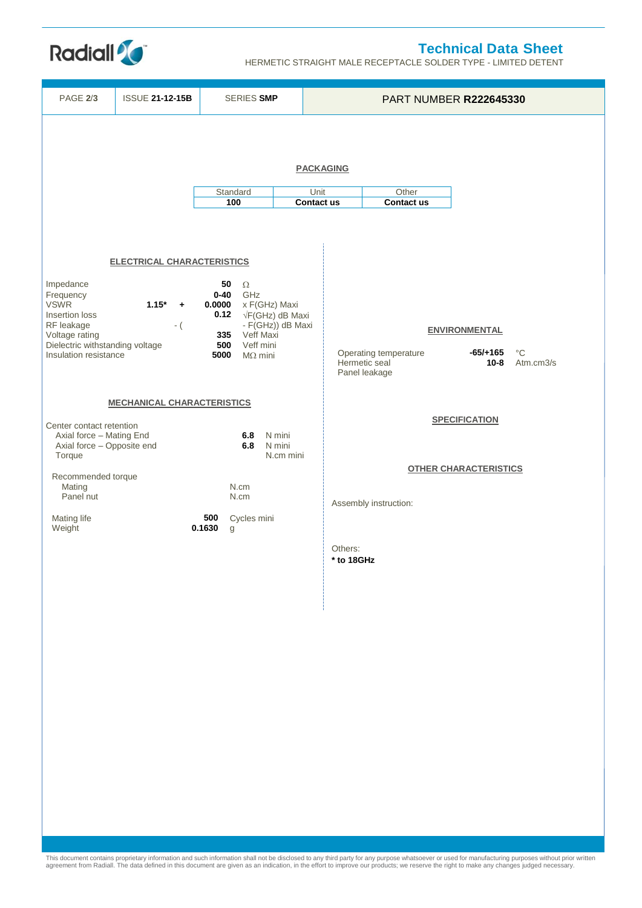# Technical Data Sheet

HERMETIC STRAIGHT MALE RECEPTACLE SOLDER TYPE - LIMITED DETENT

| PAGE 2/3 | ISSUE 21-12-15B | SERIES SMP | PART NUMBER R222645330 |
|---|---|---|---|

## PACKAGING

| Standard | Unit | Other |
|---|---|---|
| **100** | **Contact us** | **Contact us** |

## ELECTRICAL CHARACTERISTICS

| | | | |
|---|---|---|---|
| Impedance | | **50** | Ω |
| Frequency | | **0-40** | GHz |
| VSWR | **1.15*** **+** | **0.0000** | x F(GHz) Maxi |
| Insertion loss | | **0.12** | √F(GHz) dB Maxi |
| RF leakage | - ( | | - F(GHz)) dB Maxi |
| Voltage rating | | **335** | Veff Maxi |
| Dielectric withstanding voltage | | **500** | Veff mini |
| Insulation resistance | | **5000** | MΩ mini |

## MECHANICAL CHARACTERISTICS

Center contact retention

| | | |
|---|---|---|
| Axial force – Mating End | **6.8** | N mini |
| Axial force – Opposite end | **6.8** | N mini |
| Torque | | N.cm mini |

Recommended torque

| | | |
|---|---|---|
| Mating | | N.cm |
| Panel nut | | N.cm |

| | | |
|---|---|---|
| Mating life | **500** | Cycles mini |
| Weight | **0.1630** | g |

## ENVIRONMENTAL

| | | |
|---|---|---|
| Operating temperature | **-65/+165** | °C |
| Hermetic seal | **10-8** | Atm.cm3/s |
| Panel leakage | | |

## SPECIFICATION

## OTHER CHARACTERISTICS

Assembly instruction:

Others:
**\* to 18GHz**

This document contains proprietary information and such information shall not be disclosed to any third party for any purpose whatsoever or used for manufacturing purposes without prior written agreement from Radiall. The data defined in this document are given as an indication, in the effort to improve our products; we reserve the right to make any changes judged necessary.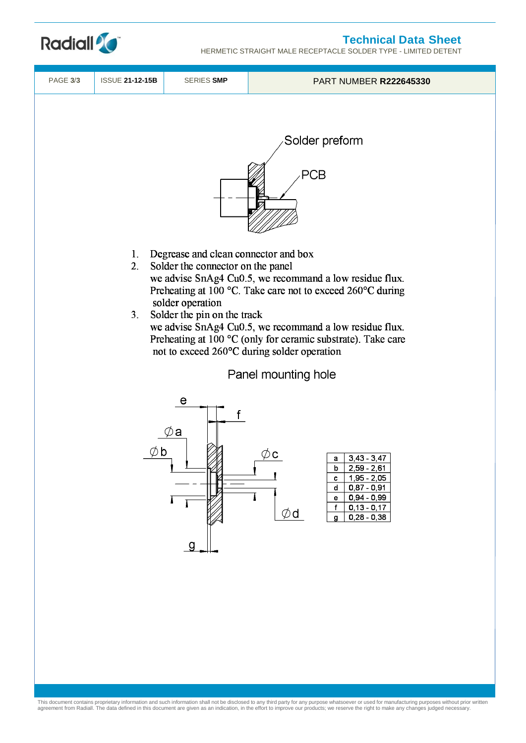Solder preform

PCB

1. Degrease and clean connector and box
2. Solder the connector on the panel
   we advise SnAg4 Cu0.5, we recommand a low residue flux.
   Preheating at 100 °C. Take care not to exceed 260°C during solder operation
3. Solder the pin on the track
   we advise SnAg4 Cu0.5, we recommand a low residue flux.
   Preheating at 100 °C (only for ceramic substrate). Take care not to exceed 260°C during solder operation

## Panel mounting hole

e

f

∅a

∅b

∅c

∅d

g

| | |
|---|---|
| a | 3,43 - 3,47 |
| b | 2,59 - 2,61 |
| c | 1,95 - 2,05 |
| d | 0,87 - 0,91 |
| e | 0,94 - 0,99 |
| f | 0,13 - 0,17 |
| g | 0,28 - 0,38 |